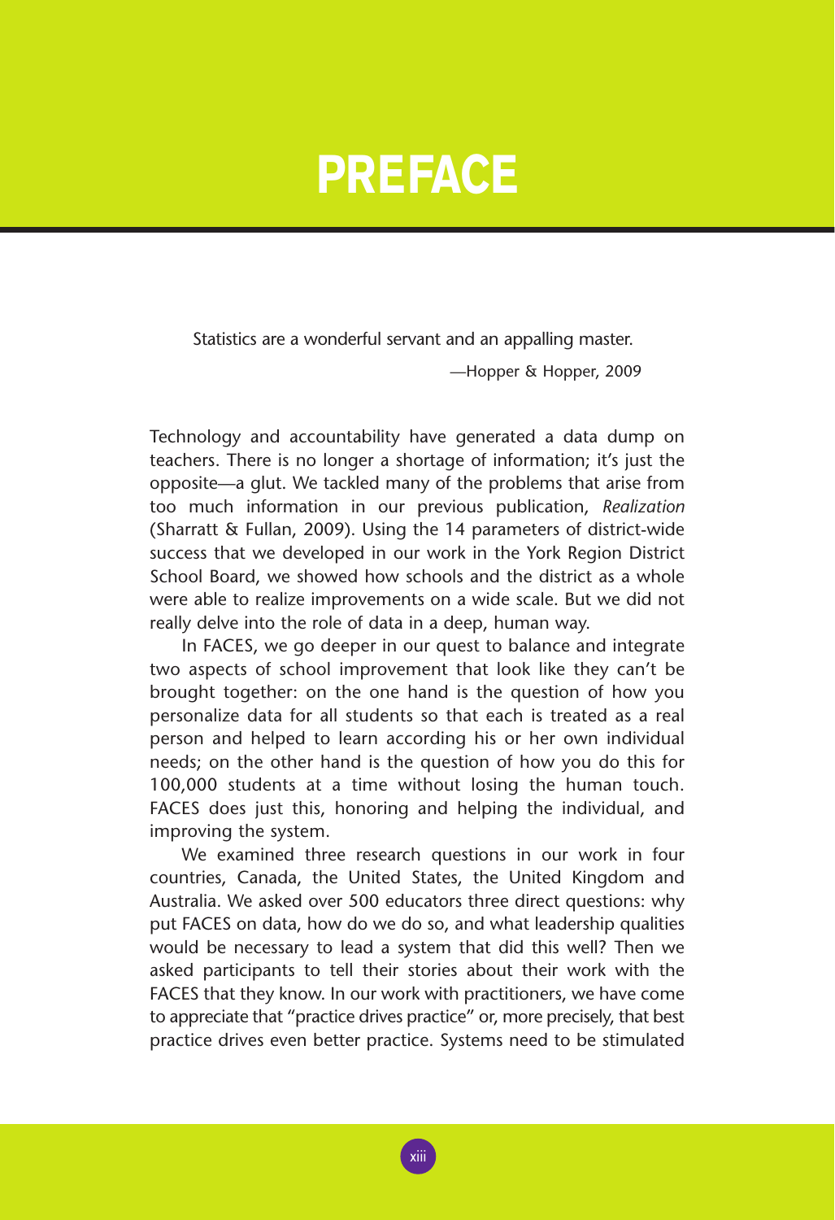# PREFACE

> Statistics are a wonderful servant and an appalling master.
>
> —Hopper & Hopper, 2009

Technology and accountability have generated a data dump on teachers. There is no longer a shortage of information; it's just the opposite—a glut. We tackled many of the problems that arise from too much information in our previous publication, *Realization* (Sharratt & Fullan, 2009). Using the 14 parameters of district-wide success that we developed in our work in the York Region District School Board, we showed how schools and the district as a whole were able to realize improvements on a wide scale. But we did not really delve into the role of data in a deep, human way.

In FACES, we go deeper in our quest to balance and integrate two aspects of school improvement that look like they can't be brought together: on the one hand is the question of how you personalize data for all students so that each is treated as a real person and helped to learn according his or her own individual needs; on the other hand is the question of how you do this for 100,000 students at a time without losing the human touch. FACES does just this, honoring and helping the individual, and improving the system.

We examined three research questions in our work in four countries, Canada, the United States, the United Kingdom and Australia. We asked over 500 educators three direct questions: why put FACES on data, how do we do so, and what leadership qualities would be necessary to lead a system that did this well? Then we asked participants to tell their stories about their work with the FACES that they know. In our work with practitioners, we have come to appreciate that "practice drives practice" or, more precisely, that best practice drives even better practice. Systems need to be stimulated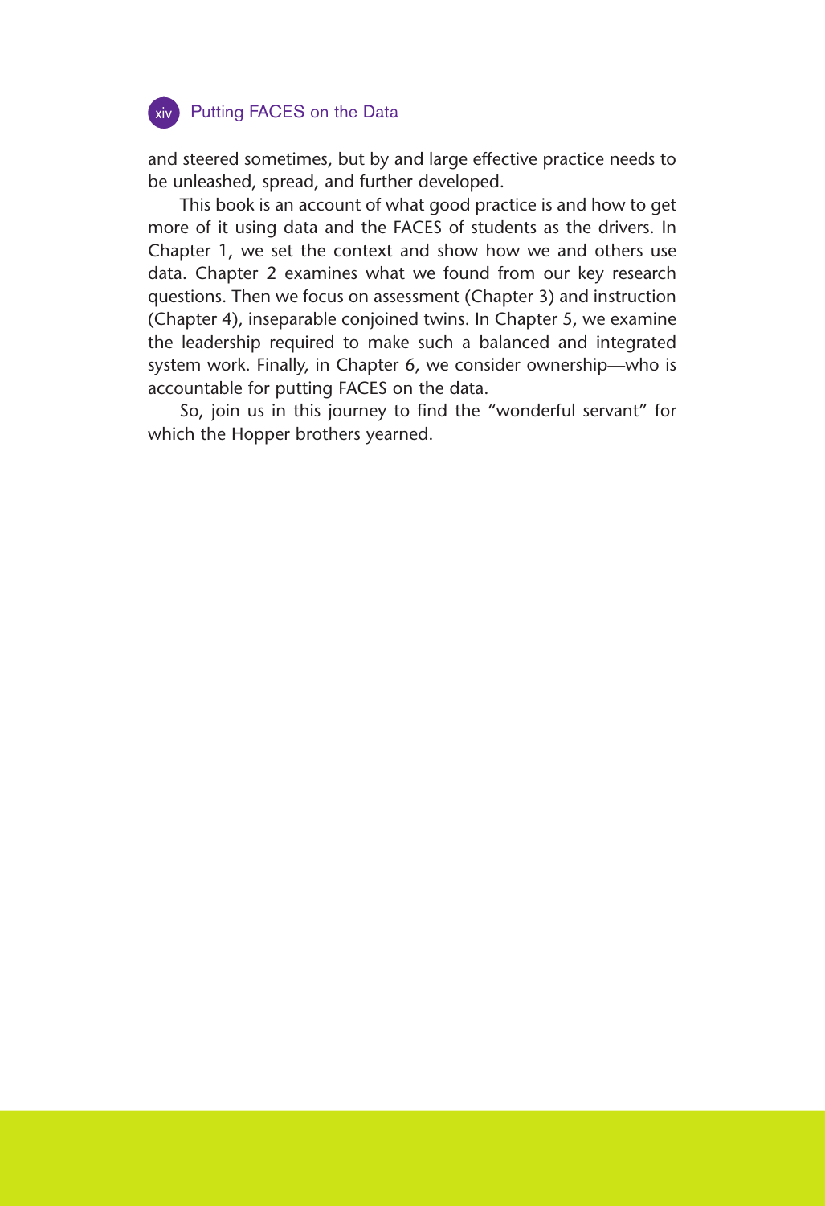and steered sometimes, but by and large effective practice needs to be unleashed, spread, and further developed.

This book is an account of what good practice is and how to get more of it using data and the FACES of students as the drivers. In Chapter 1, we set the context and show how we and others use data. Chapter 2 examines what we found from our key research questions. Then we focus on assessment (Chapter 3) and instruction (Chapter 4), inseparable conjoined twins. In Chapter 5, we examine the leadership required to make such a balanced and integrated system work. Finally, in Chapter 6, we consider ownership—who is accountable for putting FACES on the data.

So, join us in this journey to find the "wonderful servant" for which the Hopper brothers yearned.